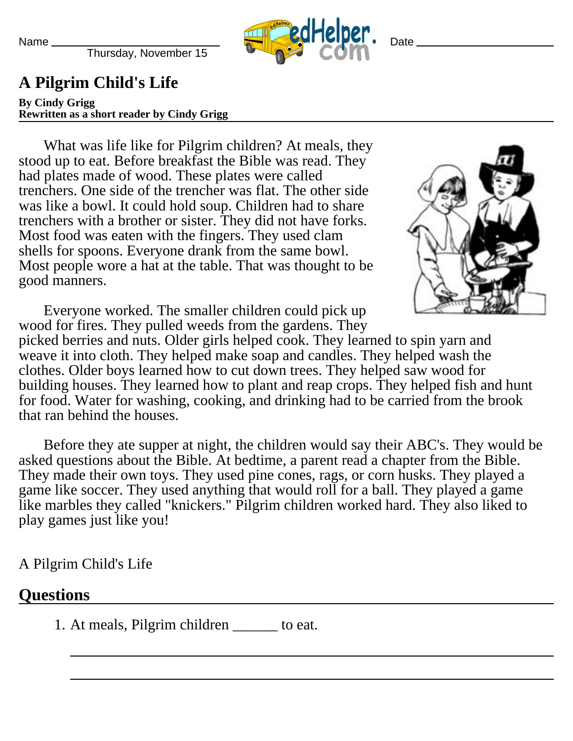Name ______________________ Thursday, November 15 Date ______________________

# A Pilgrim Child's Life

**By Cindy Grigg**
**Rewritten as a short reader by Cindy Grigg**

What was life like for Pilgrim children? At meals, they stood up to eat. Before breakfast the Bible was read. They had plates made of wood. These plates were called trenchers. One side of the trencher was flat. The other side was like a bowl. It could hold soup. Children had to share trenchers with a brother or sister. They did not have forks. Most food was eaten with the fingers. They used clam shells for spoons. Everyone drank from the same bowl. Most people wore a hat at the table. That was thought to be good manners.

Everyone worked. The smaller children could pick up wood for fires. They pulled weeds from the gardens. They picked berries and nuts. Older girls helped cook. They learned to spin yarn and weave it into cloth. They helped make soap and candles. They helped wash the clothes. Older boys learned how to cut down trees. They helped saw wood for building houses. They learned how to plant and reap crops. They helped fish and hunt for food. Water for washing, cooking, and drinking had to be carried from the brook that ran behind the houses.

Before they ate supper at night, the children would say their ABC's. They would be asked questions about the Bible. At bedtime, a parent read a chapter from the Bible. They made their own toys. They used pine cones, rags, or corn husks. They played a game like soccer. They used anything that would roll for a ball. They played a game like marbles they called "knickers." Pilgrim children worked hard. They also liked to play games just like you!

A Pilgrim Child's Life

## Questions

1. At meals, Pilgrim children ______ to eat.

______________________________________________

______________________________________________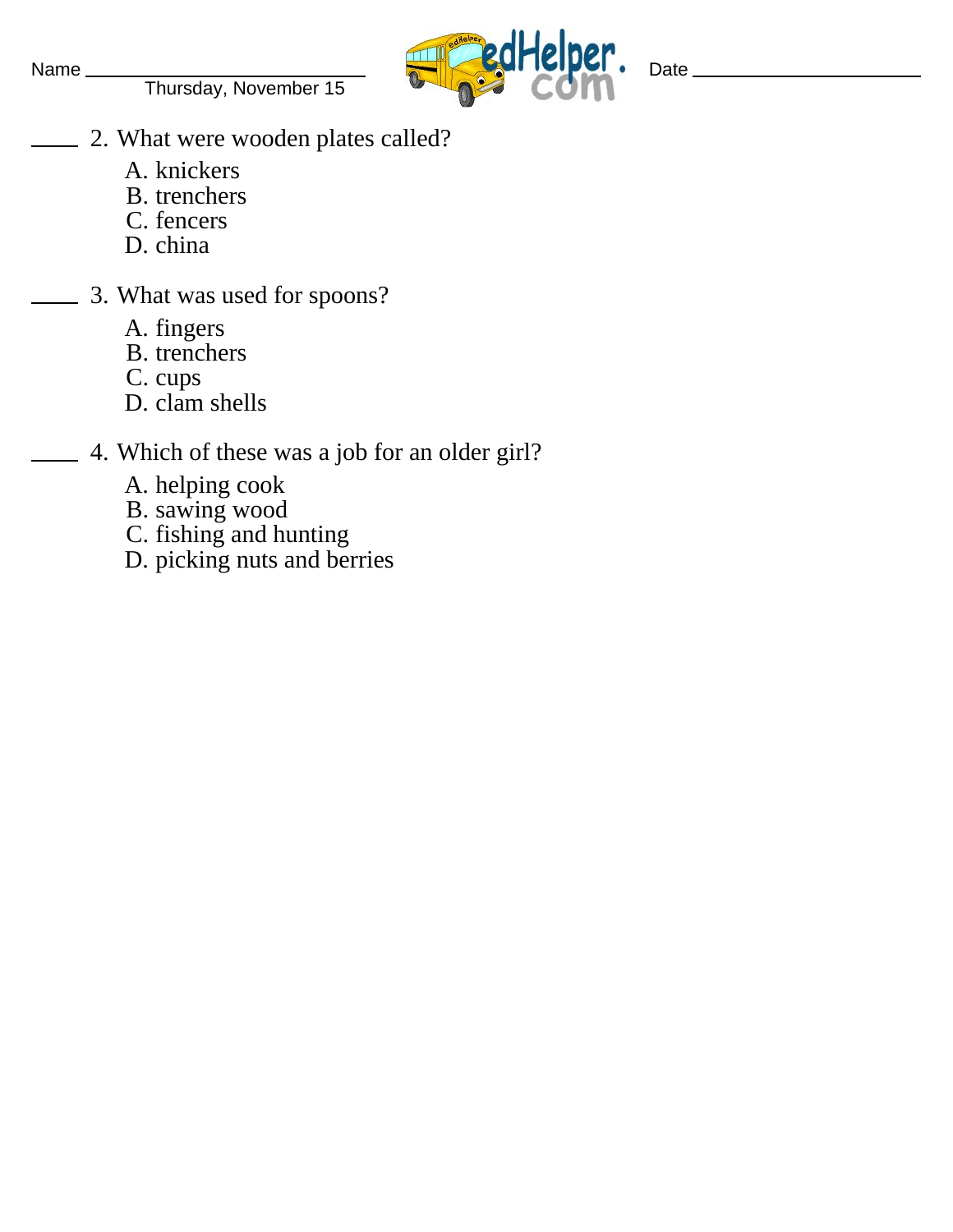Name ________________ Thursday, November 15 Date ________________

____ 2. What were wooden plates called?

A. knickers
B. trenchers
C. fencers
D. china

____ 3. What was used for spoons?

A. fingers
B. trenchers
C. cups
D. clam shells

____ 4. Which of these was a job for an older girl?

A. helping cook
B. sawing wood
C. fishing and hunting
D. picking nuts and berries